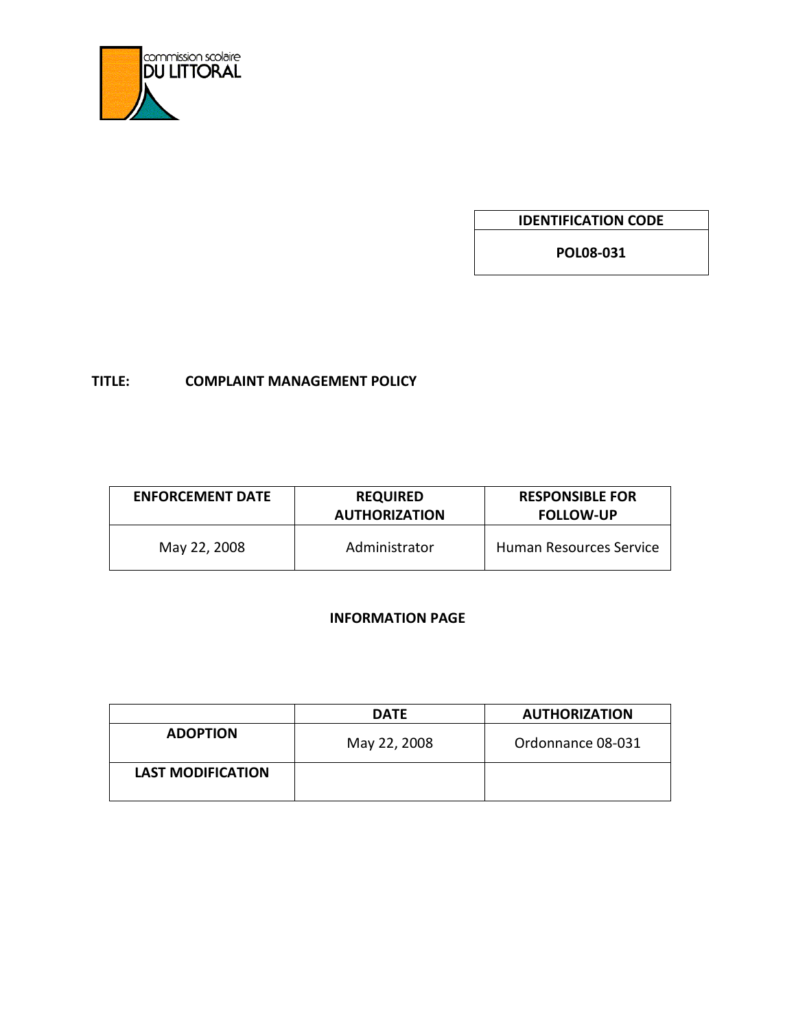commission scolaire
DU LITTORAL

| IDENTIFICATION CODE |
| --- |
| POL08-031 |

**TITLE:** **COMPLAINT MANAGEMENT POLICY**

| ENFORCEMENT DATE | REQUIRED AUTHORIZATION | RESPONSIBLE FOR FOLLOW-UP |
| --- | --- | --- |
| May 22, 2008 | Administrator | Human Resources Service |

**INFORMATION PAGE**

| | DATE | AUTHORIZATION |
| --- | --- | --- |
| **ADOPTION** | May 22, 2008 | Ordonnance 08-031 |
| **LAST MODIFICATION** | | |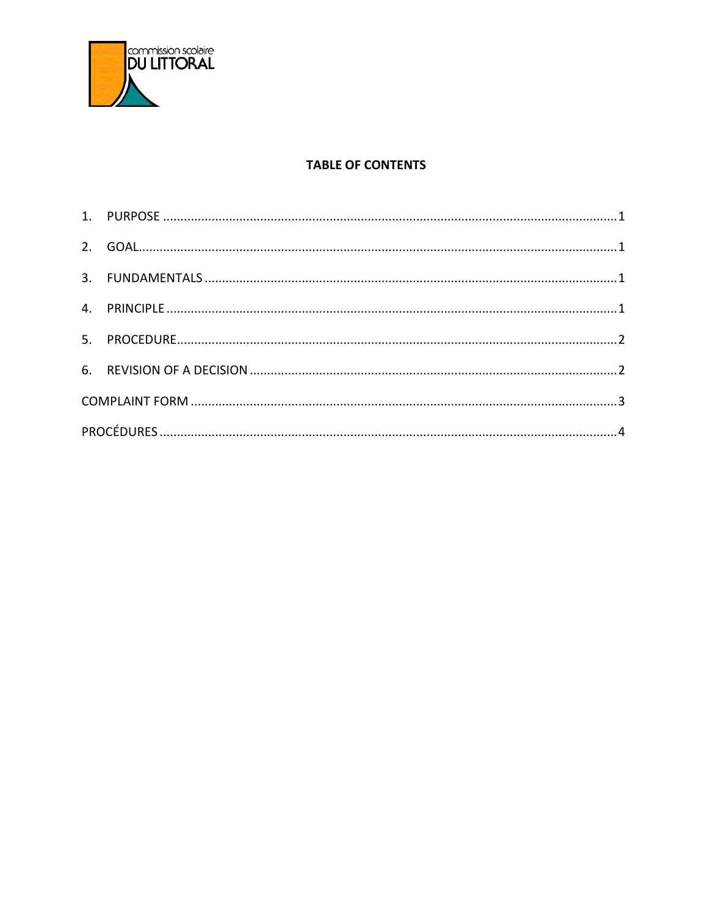commission scolaire
DU LITTORAL

**TABLE OF CONTENTS**

1. PURPOSE ..... 1
2. GOAL ..... 1
3. FUNDAMENTALS ..... 1
4. PRINCIPLE ..... 1
5. PROCEDURE ..... 2
6. REVISION OF A DECISION ..... 2

COMPLAINT FORM ..... 3

PROCÉDURES ..... 4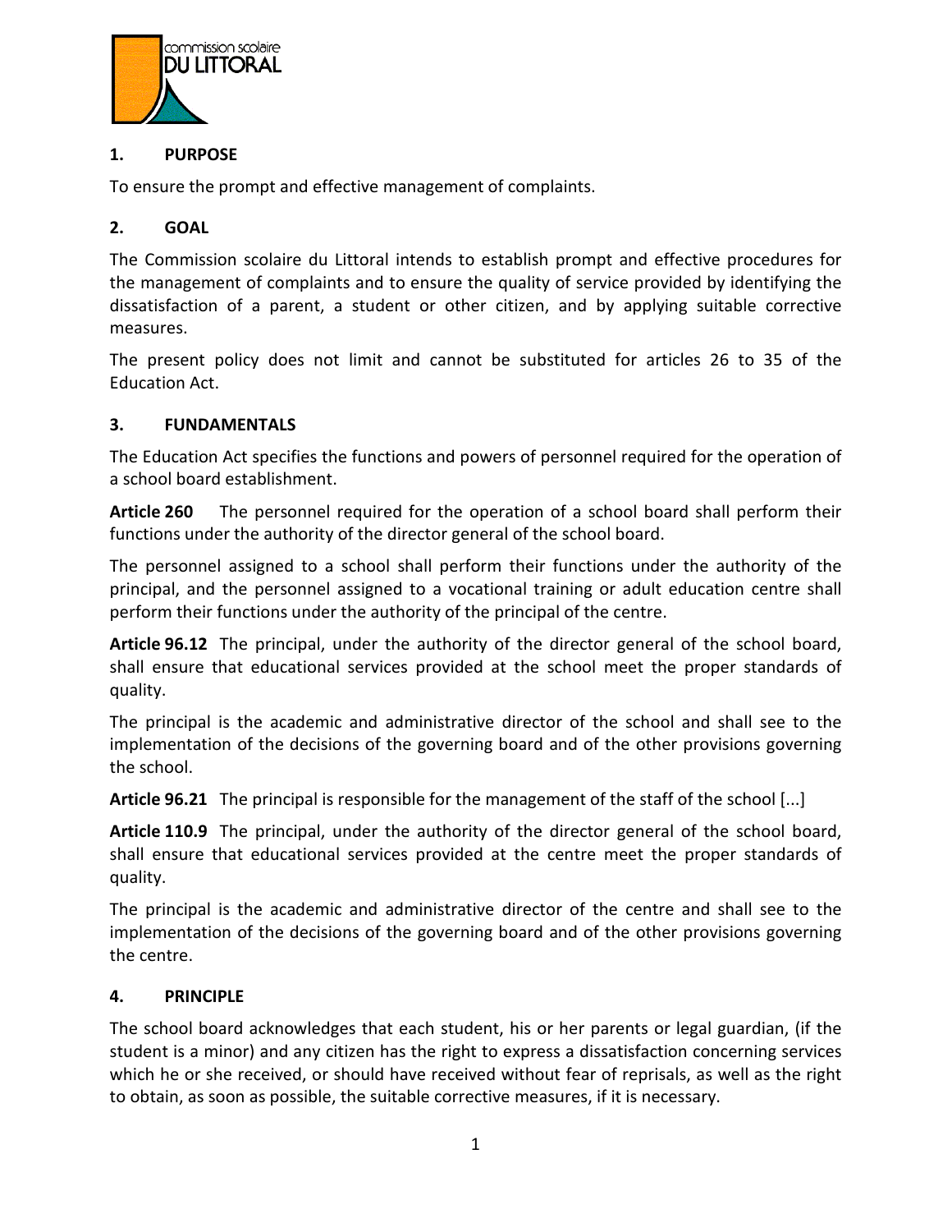## 1. PURPOSE

To ensure the prompt and effective management of complaints.

## 2. GOAL

The Commission scolaire du Littoral intends to establish prompt and effective procedures for the management of complaints and to ensure the quality of service provided by identifying the dissatisfaction of a parent, a student or other citizen, and by applying suitable corrective measures.

The present policy does not limit and cannot be substituted for articles 26 to 35 of the Education Act.

## 3. FUNDAMENTALS

The Education Act specifies the functions and powers of personnel required for the operation of a school board establishment.

**Article 260** The personnel required for the operation of a school board shall perform their functions under the authority of the director general of the school board.

The personnel assigned to a school shall perform their functions under the authority of the principal, and the personnel assigned to a vocational training or adult education centre shall perform their functions under the authority of the principal of the centre.

**Article 96.12** The principal, under the authority of the director general of the school board, shall ensure that educational services provided at the school meet the proper standards of quality.

The principal is the academic and administrative director of the school and shall see to the implementation of the decisions of the governing board and of the other provisions governing the school.

**Article 96.21** The principal is responsible for the management of the staff of the school [...]

**Article 110.9** The principal, under the authority of the director general of the school board, shall ensure that educational services provided at the centre meet the proper standards of quality.

The principal is the academic and administrative director of the centre and shall see to the implementation of the decisions of the governing board and of the other provisions governing the centre.

## 4. PRINCIPLE

The school board acknowledges that each student, his or her parents or legal guardian, (if the student is a minor) and any citizen has the right to express a dissatisfaction concerning services which he or she received, or should have received without fear of reprisals, as well as the right to obtain, as soon as possible, the suitable corrective measures, if it is necessary.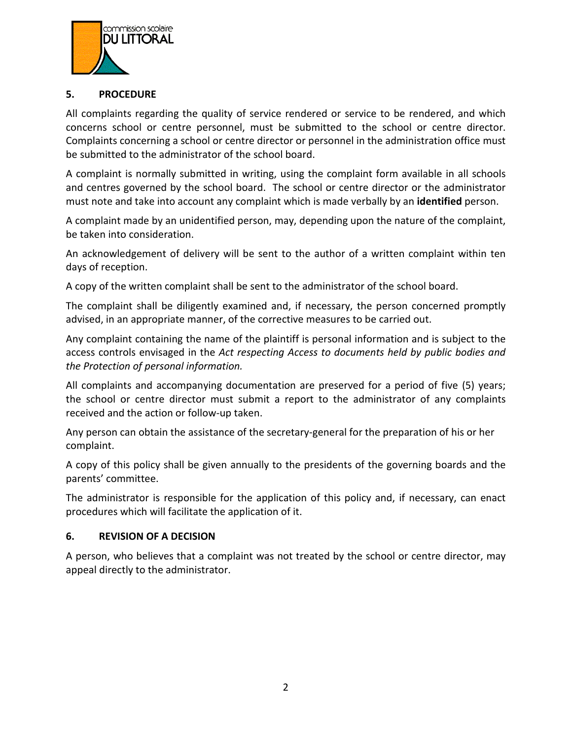## 5. PROCEDURE

All complaints regarding the quality of service rendered or service to be rendered, and which concerns school or centre personnel, must be submitted to the school or centre director. Complaints concerning a school or centre director or personnel in the administration office must be submitted to the administrator of the school board.

A complaint is normally submitted in writing, using the complaint form available in all schools and centres governed by the school board. The school or centre director or the administrator must note and take into account any complaint which is made verbally by an **identified** person.

A complaint made by an unidentified person, may, depending upon the nature of the complaint, be taken into consideration.

An acknowledgement of delivery will be sent to the author of a written complaint within ten days of reception.

A copy of the written complaint shall be sent to the administrator of the school board.

The complaint shall be diligently examined and, if necessary, the person concerned promptly advised, in an appropriate manner, of the corrective measures to be carried out.

Any complaint containing the name of the plaintiff is personal information and is subject to the access controls envisaged in the *Act respecting Access to documents held by public bodies and the Protection of personal information.*

All complaints and accompanying documentation are preserved for a period of five (5) years; the school or centre director must submit a report to the administrator of any complaints received and the action or follow-up taken.

Any person can obtain the assistance of the secretary-general for the preparation of his or her complaint.

A copy of this policy shall be given annually to the presidents of the governing boards and the parents' committee.

The administrator is responsible for the application of this policy and, if necessary, can enact procedures which will facilitate the application of it.

## 6. REVISION OF A DECISION

A person, who believes that a complaint was not treated by the school or centre director, may appeal directly to the administrator.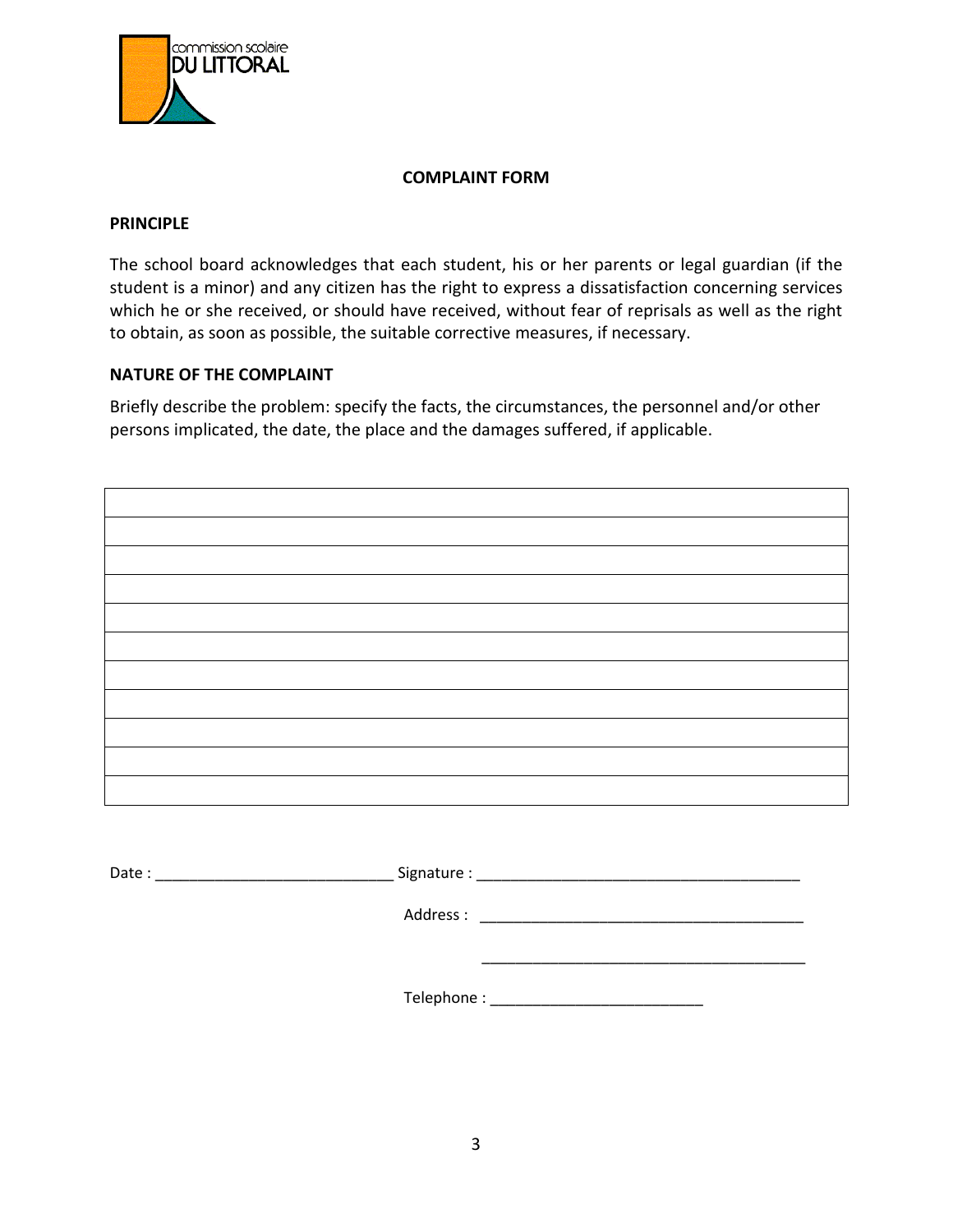commission scolaire DU LITTORAL

## COMPLAINT FORM

### PRINCIPLE

The school board acknowledges that each student, his or her parents or legal guardian (if the student is a minor) and any citizen has the right to express a dissatisfaction concerning services which he or she received, or should have received, without fear of reprisals as well as the right to obtain, as soon as possible, the suitable corrective measures, if necessary.

### NATURE OF THE COMPLAINT

Briefly describe the problem: specify the facts, the circumstances, the personnel and/or other persons implicated, the date, the place and the damages suffered, if applicable.

|  |
|---|
|  |
|  |
|  |
|  |
|  |
|  |
|  |
|  |
|  |
|  |

Date : ____________________________ Signature : ______________________________________

Address : ______________________________________

______________________________________

Telephone : _________________________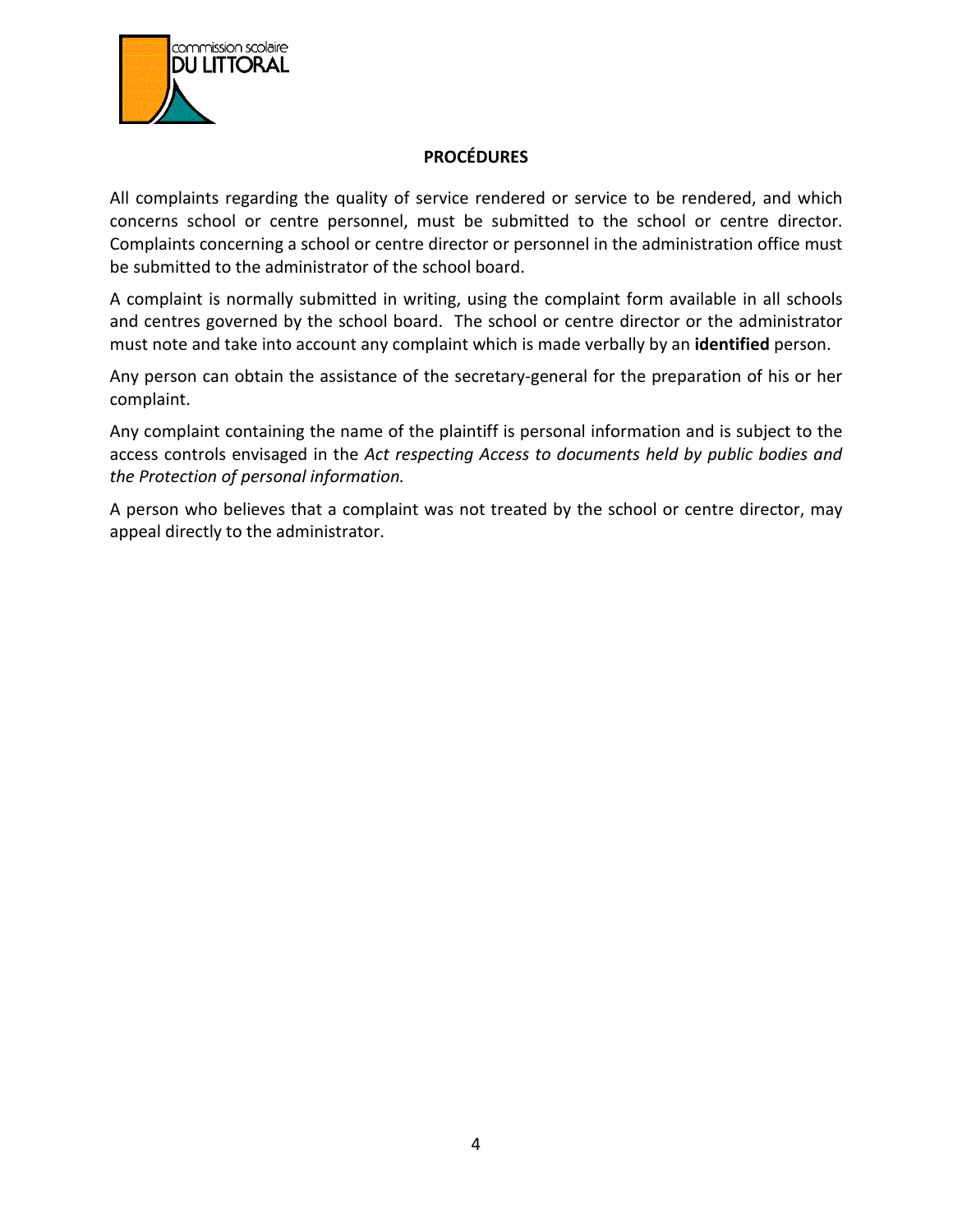## PROCÉDURES

All complaints regarding the quality of service rendered or service to be rendered, and which concerns school or centre personnel, must be submitted to the school or centre director. Complaints concerning a school or centre director or personnel in the administration office must be submitted to the administrator of the school board.

A complaint is normally submitted in writing, using the complaint form available in all schools and centres governed by the school board. The school or centre director or the administrator must note and take into account any complaint which is made verbally by an **identified** person.

Any person can obtain the assistance of the secretary-general for the preparation of his or her complaint.

Any complaint containing the name of the plaintiff is personal information and is subject to the access controls envisaged in the *Act respecting Access to documents held by public bodies and the Protection of personal information.*

A person who believes that a complaint was not treated by the school or centre director, may appeal directly to the administrator.